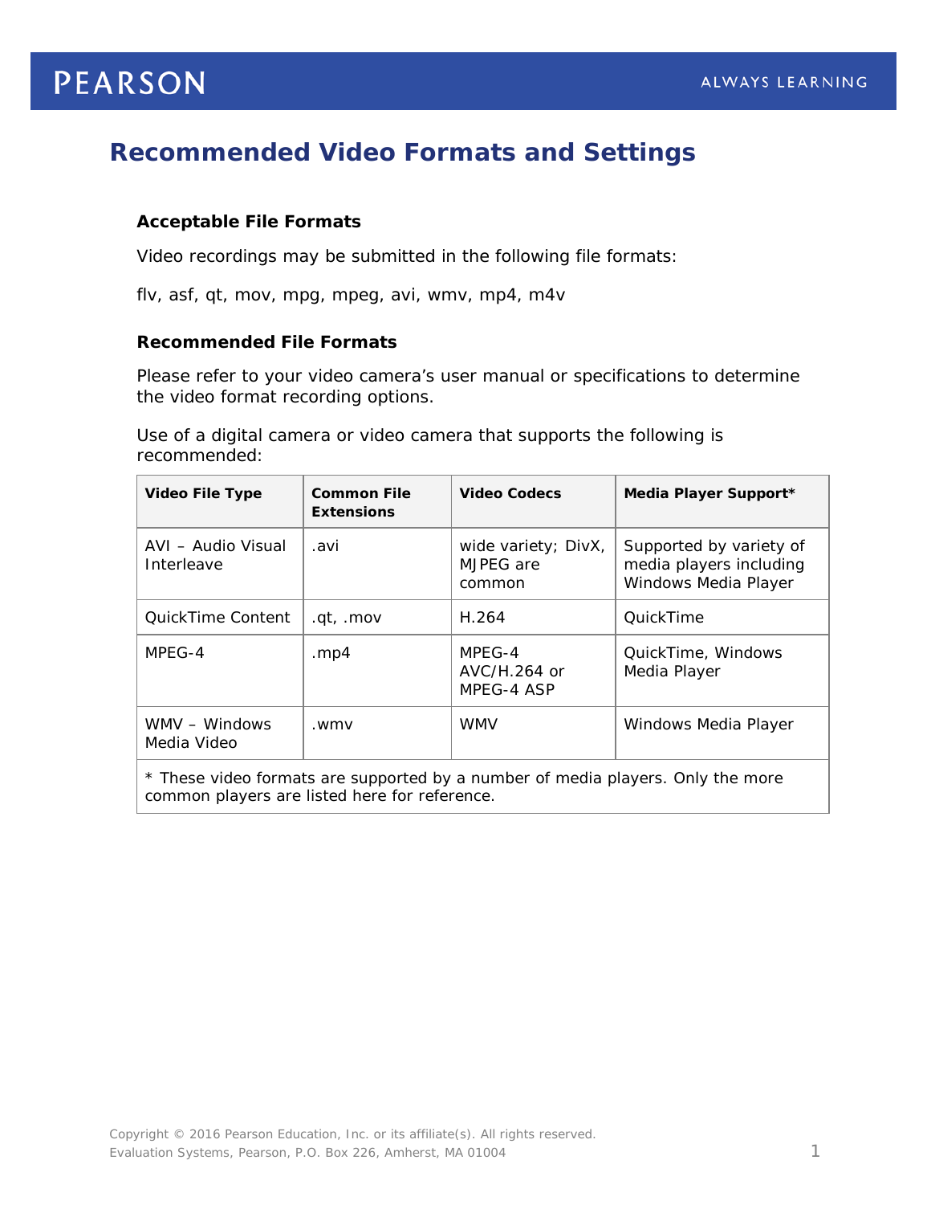# Recommended Video Formats and Settings

### Acceptable File Formats

Video recordings may be submitted in the following file formats:

flv, asf, qt, mov, mpg, mpeg, avi, wmv, mp4, m4v

### Recommended File Formats

Please refer to your video camera's user manual or specifications to determine the video format recording options.

Use of a digital camera or video camera that supports the following is recommended:

| Video File Type | Common File Extensions | Video Codecs | Media Player Support* |
|---|---|---|---|
| AVI – Audio Visual Interleave | .avi | wide variety; DivX, MJPEG are common | Supported by variety of media players including Windows Media Player |
| QuickTime Content | .qt, .mov | H.264 | QuickTime |
| MPEG-4 | .mp4 | MPEG-4 AVC/H.264 or MPEG-4 ASP | QuickTime, Windows Media Player |
| WMV – Windows Media Video | .wmv | WMV | Windows Media Player |

* These video formats are supported by a number of media players. Only the more common players are listed here for reference.

Copyright © 2016 Pearson Education, Inc. or its affiliate(s). All rights reserved.
Evaluation Systems, Pearson, P.O. Box 226, Amherst, MA 01004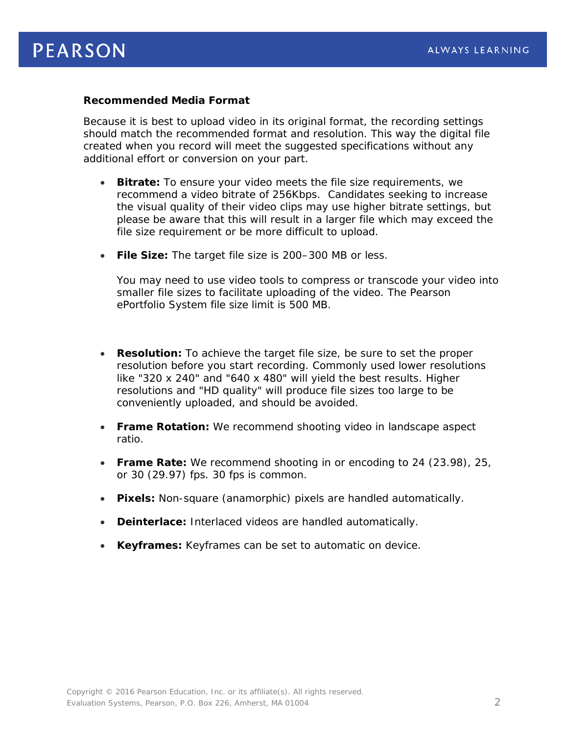**Recommended Media Format**

Because it is best to upload video in its original format, the recording settings should match the recommended format and resolution. This way the digital file created when you record will meet the suggested specifications without any additional effort or conversion on your part.

- **Bitrate:** To ensure your video meets the file size requirements, we recommend a video bitrate of 256Kbps. Candidates seeking to increase the visual quality of their video clips may use higher bitrate settings, but please be aware that this will result in a larger file which may exceed the file size requirement or be more difficult to upload.

- **File Size:** The target file size is 200–300 MB or less.

  You may need to use video tools to compress or transcode your video into smaller file sizes to facilitate uploading of the video. The Pearson ePortfolio System file size limit is 500 MB.

- **Resolution:** To achieve the target file size, be sure to set the proper resolution before you start recording. Commonly used lower resolutions like "320 x 240" and "640 x 480" will yield the best results. Higher resolutions and "HD quality" will produce file sizes too large to be conveniently uploaded, and should be avoided.

- **Frame Rotation:** We recommend shooting video in landscape aspect ratio.

- **Frame Rate:** We recommend shooting in or encoding to 24 (23.98), 25, or 30 (29.97) fps. 30 fps is common.

- **Pixels:** Non-square (anamorphic) pixels are handled automatically.

- **Deinterlace:** Interlaced videos are handled automatically.

- **Keyframes:** Keyframes can be set to automatic on device.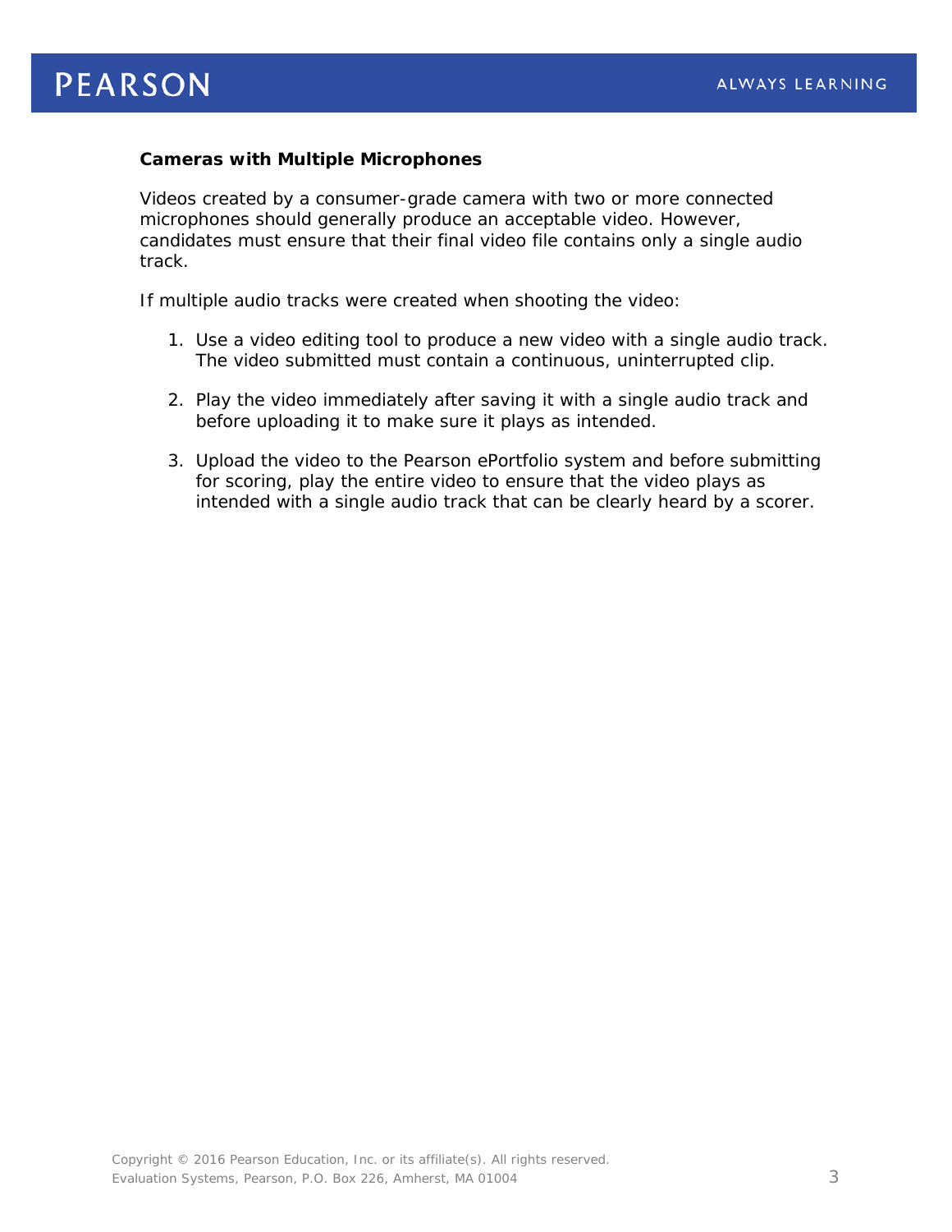### Cameras with Multiple Microphones

Videos created by a consumer-grade camera with two or more connected microphones should generally produce an acceptable video. However, candidates must ensure that their final video file contains only a single audio track.

If multiple audio tracks were created when shooting the video:

1. Use a video editing tool to produce a new video with a single audio track. The video submitted must contain a continuous, uninterrupted clip.

2. Play the video immediately after saving it with a single audio track and before uploading it to make sure it plays as intended.

3. Upload the video to the Pearson ePortfolio system and before submitting for scoring, play the entire video to ensure that the video plays as intended with a single audio track that can be clearly heard by a scorer.